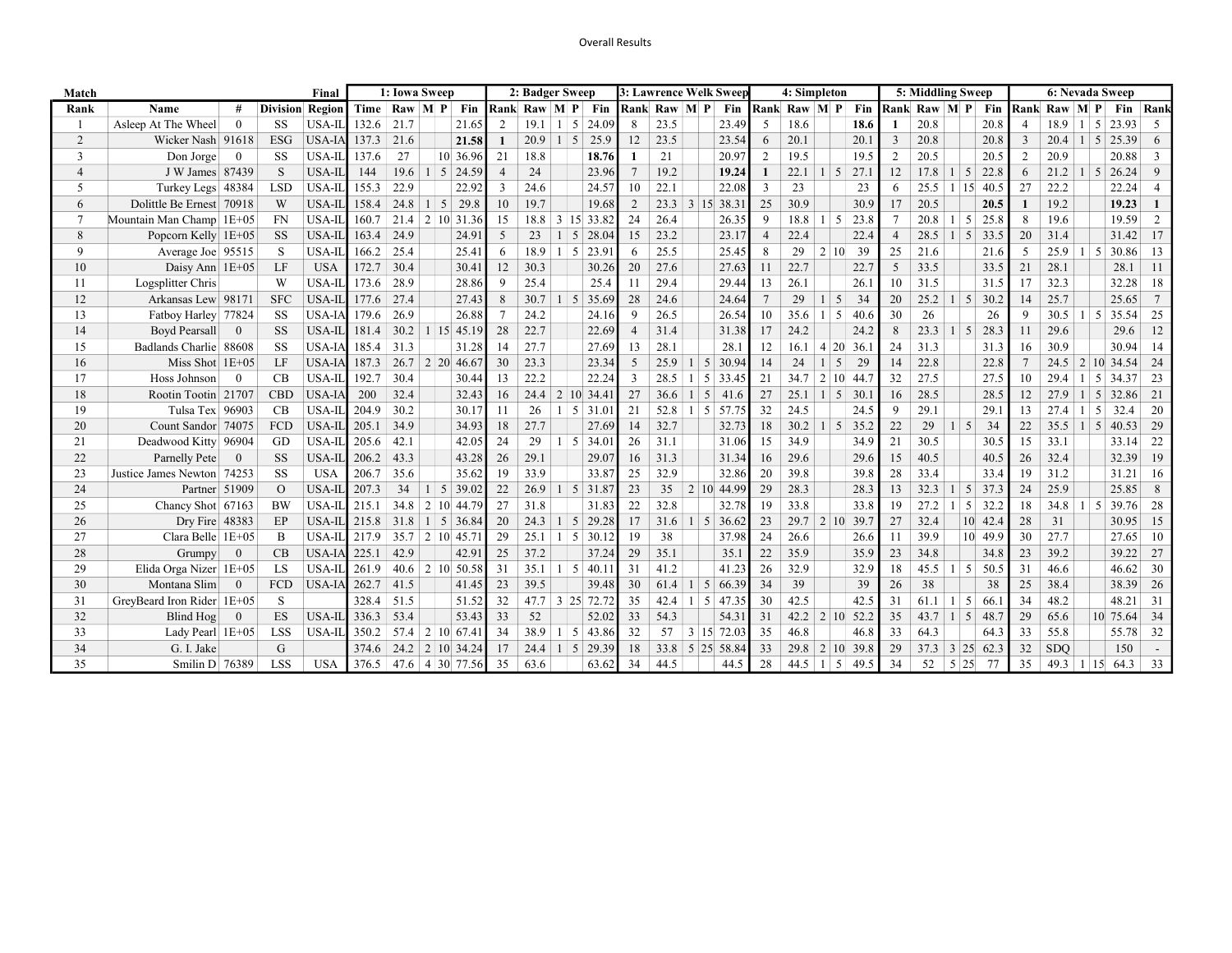Overall Results

| Match | | | | Final | 1: Iowa Sweep | | | | | 2: Badger Sweep | | | | | 3: Lawrence Welk Sweep | | | | | 4: Simpleton | | | | | 5: Middling Sweep | | | | | 6: Nevada Sweep | | | | | |
|---|---|---|---|---|---|---|---|---|---|---|---|---|---|---|---|---|---|---|---|---|---|---|---|---|---|---|---|---|---|---|---|---|---|---|---|
| Rank | Name | # | Division | Region | Time | Raw | M | P | Fin | Rank | Raw | M | P | Fin | Rank | Raw | M | P | Fin | Rank | Raw | M | P | Fin | Rank | Raw | M | P | Fin | Rank | Raw | M | P | Fin | Rank |
| 1 | Asleep At The Wheel | 0 | SS | USA-IL | 132.6 | 21.7 | | | 21.65 | 2 | 19.1 | 1 | 5 | 24.09 | 8 | 23.5 | | | 23.49 | 5 | 18.6 | | | **18.6** | **1** | 20.8 | | | 20.8 | 4 | 18.9 | 1 | 5 | 23.93 | 5 |
| 2 | Wicker Nash | 91618 | ESG | USA-IA | 137.3 | 21.6 | | | **21.58** | **1** | 20.9 | 1 | 5 | 25.9 | 12 | 23.5 | | | 23.54 | 6 | 20.1 | | | 20.1 | 3 | 20.8 | | | 20.8 | 3 | 20.4 | 1 | 5 | 25.39 | 6 |
| 3 | Don Jorge | 0 | SS | USA-IL | 137.6 | 27 | | 10 | 36.96 | 21 | 18.8 | | | **18.76** | **1** | 21 | | | 20.97 | 2 | 19.5 | | | 19.5 | 2 | 20.5 | | | 20.5 | 2 | 20.9 | | | 20.88 | 3 |
| 4 | J W James | 87439 | S | USA-IL | 144 | 19.6 | 1 | 5 | 24.59 | 4 | 24 | | | 23.96 | 7 | 19.2 | | | **19.24** | **1** | 22.1 | 1 | 5 | 27.1 | 12 | 17.8 | 1 | 5 | 22.8 | 6 | 21.2 | 1 | 5 | 26.24 | 9 |
| 5 | Turkey Legs | 48384 | LSD | USA-IL | 155.3 | 22.9 | | | 22.92 | 3 | 24.6 | | | 24.57 | 10 | 22.1 | | | 22.08 | 3 | 23 | | | 23 | 6 | 25.5 | 1 | 15 | 40.5 | 27 | 22.2 | | | 22.24 | 4 |
| 6 | Dolittle Be Ernest | 70918 | W | USA-IL | 158.4 | 24.8 | 1 | 5 | 29.8 | 10 | 19.7 | | | 19.68 | 2 | 23.3 | 3 | 15 | 38.31 | 25 | 30.9 | | | 30.9 | 17 | 20.5 | | | **20.5** | **1** | 19.2 | | | **19.23** | **1** |
| 7 | Mountain Man Champ | 1E+05 | FN | USA-IL | 160.7 | 21.4 | 2 | 10 | 31.36 | 15 | 18.8 | 3 | 15 | 33.82 | 24 | 26.4 | | | 26.35 | 9 | 18.8 | 1 | 5 | 23.8 | 7 | 20.8 | 1 | 5 | 25.8 | 8 | 19.6 | | | 19.59 | 2 |
| 8 | Popcorn Kelly | 1E+05 | SS | USA-IL | 163.4 | 24.9 | | | 24.91 | 5 | 23 | 1 | 5 | 28.04 | 15 | 23.2 | | | 23.17 | 4 | 22.4 | | | 22.4 | 4 | 28.5 | 1 | 5 | 33.5 | 20 | 31.4 | | | 31.42 | 17 |
| 9 | Average Joe | 95515 | S | USA-IL | 166.2 | 25.4 | | | 25.41 | 6 | 18.9 | 1 | 5 | 23.91 | 6 | 25.5 | | | 25.45 | 8 | 29 | 2 | 10 | 39 | 25 | 21.6 | | | 21.6 | 5 | 25.9 | 1 | 5 | 30.86 | 13 |
| 10 | Daisy Ann | 1E+05 | LF | USA | 172.7 | 30.4 | | | 30.41 | 12 | 30.3 | | | 30.26 | 20 | 27.6 | | | 27.63 | 11 | 22.7 | | | 22.7 | 5 | 33.5 | | | 33.5 | 21 | 28.1 | | | 28.1 | 11 |
| 11 | Logsplitter Chris | | W | USA-IL | 173.6 | 28.9 | | | 28.86 | 9 | 25.4 | | | 25.4 | 11 | 29.4 | | | 29.44 | 13 | 26.1 | | | 26.1 | 10 | 31.5 | | | 31.5 | 17 | 32.3 | | | 32.28 | 18 |
| 12 | Arkansas Lew | 98171 | SFC | USA-IL | 177.6 | 27.4 | | | 27.43 | 8 | 30.7 | 1 | 5 | 35.69 | 28 | 24.6 | | | 24.64 | 7 | 29 | 1 | 5 | 34 | 20 | 25.2 | 1 | 5 | 30.2 | 14 | 25.7 | | | 25.65 | 7 |
| 13 | Fatboy Harley | 77824 | SS | USA-IA | 179.6 | 26.9 | | | 26.88 | 7 | 24.2 | | | 24.16 | 9 | 26.5 | | | 26.54 | 10 | 35.6 | 1 | 5 | 40.6 | 30 | 26 | | | 26 | 9 | 30.5 | 1 | 5 | 35.54 | 25 |
| 14 | Boyd Pearsall | 0 | SS | USA-IL | 181.4 | 30.2 | 1 | 15 | 45.19 | 28 | 22.7 | | | 22.69 | 4 | 31.4 | | | 31.38 | 17 | 24.2 | | | 24.2 | 8 | 23.3 | 1 | 5 | 28.3 | 11 | 29.6 | | | 29.6 | 12 |
| 15 | Badlands Charlie | 88608 | SS | USA-IA | 185.4 | 31.3 | | | 31.28 | 14 | 27.7 | | | 27.69 | 13 | 28.1 | | | 28.1 | 12 | 16.1 | 4 | 20 | 36.1 | 24 | 31.3 | | | 31.3 | 16 | 30.9 | | | 30.94 | 14 |
| 16 | Miss Shot | 1E+05 | LF | USA-IA | 187.3 | 26.7 | 2 | 20 | 46.67 | 30 | 23.3 | | | 23.34 | 5 | 25.9 | 1 | 5 | 30.94 | 14 | 24 | 1 | 5 | 29 | 14 | 22.8 | | | 22.8 | 7 | 24.5 | 2 | 10 | 34.54 | 24 |
| 17 | Hoss Johnson | 0 | CB | USA-IL | 192.7 | 30.4 | | | 30.44 | 13 | 22.2 | | | 22.24 | 3 | 28.5 | 1 | 5 | 33.45 | 21 | 34.7 | 2 | 10 | 44.7 | 32 | 27.5 | | | 27.5 | 10 | 29.4 | 1 | 5 | 34.37 | 23 |
| 18 | Rootin Tootin | 21707 | CBD | USA-IA | 200 | 32.4 | | | 32.43 | 16 | 24.4 | 2 | 10 | 34.41 | 27 | 36.6 | 1 | 5 | 41.6 | 27 | 25.1 | 1 | 5 | 30.1 | 16 | 28.5 | | | 28.5 | 12 | 27.9 | 1 | 5 | 32.86 | 21 |
| 19 | Tulsa Tex | 96903 | CB | USA-IL | 204.9 | 30.2 | | | 30.17 | 11 | 26 | 1 | 5 | 31.01 | 21 | 52.8 | 1 | 5 | 57.75 | 32 | 24.5 | | | 24.5 | 9 | 29.1 | | | 29.1 | 13 | 27.4 | 1 | 5 | 32.4 | 20 |
| 20 | Count Sandor | 74075 | FCD | USA-IL | 205.1 | 34.9 | | | 34.93 | 18 | 27.7 | | | 27.69 | 14 | 32.7 | | | 32.73 | 18 | 30.2 | 1 | 5 | 35.2 | 22 | 29 | 1 | 5 | 34 | 22 | 35.5 | 1 | 5 | 40.53 | 29 |
| 21 | Deadwood Kitty | 96904 | GD | USA-IL | 205.6 | 42.1 | | | 42.05 | 24 | 29 | 1 | 5 | 34.01 | 26 | 31.1 | | | 31.06 | 15 | 34.9 | | | 34.9 | 21 | 30.5 | | | 30.5 | 15 | 33.1 | | | 33.14 | 22 |
| 22 | Parnelly Pete | 0 | SS | USA-IL | 206.2 | 43.3 | | | 43.28 | 26 | 29.1 | | | 29.07 | 16 | 31.3 | | | 31.34 | 16 | 29.6 | | | 29.6 | 15 | 40.5 | | | 40.5 | 26 | 32.4 | | | 32.39 | 19 |
| 23 | Justice James Newton | 74253 | SS | USA | 206.7 | 35.6 | | | 35.62 | 19 | 33.9 | | | 33.87 | 25 | 32.9 | | | 32.86 | 20 | 39.8 | | | 39.8 | 28 | 33.4 | | | 33.4 | 19 | 31.2 | | | 31.21 | 16 |
| 24 | Partner | 51909 | O | USA-IL | 207.3 | 34 | 1 | 5 | 39.02 | 22 | 26.9 | 1 | 5 | 31.87 | 23 | 35 | 2 | 10 | 44.99 | 29 | 28.3 | | | 28.3 | 13 | 32.3 | 1 | 5 | 37.3 | 24 | 25.9 | | | 25.85 | 8 |
| 25 | Chancy Shot | 67163 | BW | USA-IL | 215.1 | 34.8 | 2 | 10 | 44.79 | 27 | 31.8 | | | 31.83 | 22 | 32.8 | | | 32.78 | 19 | 33.8 | | | 33.8 | 19 | 27.2 | 1 | 5 | 32.2 | 18 | 34.8 | 1 | 5 | 39.76 | 28 |
| 26 | Dry Fire | 48383 | EP | USA-IL | 215.8 | 31.8 | 1 | 5 | 36.84 | 20 | 24.3 | 1 | 5 | 29.28 | 17 | 31.6 | 1 | 5 | 36.62 | 23 | 29.7 | 2 | 10 | 39.7 | 27 | 32.4 | | 10 | 42.4 | 28 | 31 | | | 30.95 | 15 |
| 27 | Clara Belle | 1E+05 | B | USA-IL | 217.9 | 35.7 | 2 | 10 | 45.71 | 29 | 25.1 | 1 | 5 | 30.12 | 19 | 38 | | | 37.98 | 24 | 26.6 | | | 26.6 | 11 | 39.9 | | 10 | 49.9 | 30 | 27.7 | | | 27.65 | 10 |
| 28 | Grumpy | 0 | CB | USA-IA | 225.1 | 42.9 | | | 42.91 | 25 | 37.2 | | | 37.24 | 29 | 35.1 | | | 35.1 | 22 | 35.9 | | | 35.9 | 23 | 34.8 | | | 34.8 | 23 | 39.2 | | | 39.22 | 27 |
| 29 | Elida Orga Nizer | 1E+05 | LS | USA-IL | 261.9 | 40.6 | 2 | 10 | 50.58 | 31 | 35.1 | 1 | 5 | 40.11 | 31 | 41.2 | | | 41.23 | 26 | 32.9 | | | 32.9 | 18 | 45.5 | 1 | 5 | 50.5 | 31 | 46.6 | | | 46.62 | 30 |
| 30 | Montana Slim | 0 | FCD | USA-IA | 262.7 | 41.5 | | | 41.45 | 23 | 39.5 | | | 39.48 | 30 | 61.4 | 1 | 5 | 66.39 | 34 | 39 | | | 39 | 26 | 38 | | | 38 | 25 | 38.4 | | | 38.39 | 26 |
| 31 | GreyBeard Iron Rider | 1E+05 | S | | 328.4 | 51.5 | | | 51.52 | 32 | 47.7 | 3 | 25 | 72.72 | 35 | 42.4 | 1 | 5 | 47.35 | 30 | 42.5 | | | 42.5 | 31 | 61.1 | 1 | 5 | 66.1 | 34 | 48.2 | | | 48.21 | 31 |
| 32 | Blind Hog | 0 | ES | USA-IL | 336.3 | 53.4 | | | 53.43 | 33 | 52 | | | 52.02 | 33 | 54.3 | | | 54.31 | 31 | 42.2 | 2 | 10 | 52.2 | 35 | 43.7 | 1 | 5 | 48.7 | 29 | 65.6 | | 10 | 75.64 | 34 |
| 33 | Lady Pearl | 1E+05 | LSS | USA-IL | 350.2 | 57.4 | 2 | 10 | 67.41 | 34 | 38.9 | 1 | 5 | 43.86 | 32 | 57 | 3 | 15 | 72.03 | 35 | 46.8 | | | 46.8 | 33 | 64.3 | | | 64.3 | 33 | 55.8 | | | 55.78 | 32 |
| 34 | G. I. Jake | | G | | 374.6 | 24.2 | 2 | 10 | 34.24 | 17 | 24.4 | 1 | 5 | 29.39 | 18 | 33.8 | 5 | 25 | 58.84 | 33 | 29.8 | 2 | 10 | 39.8 | 29 | 37.3 | 3 | 25 | 62.3 | 32 | SDQ | | | 150 | - |
| 35 | Smilin D | 76389 | LSS | USA | 376.5 | 47.6 | 4 | 30 | 77.56 | 35 | 63.6 | | | 63.62 | 34 | 44.5 | | | 44.5 | 28 | 44.5 | 1 | 5 | 49.5 | 34 | 52 | 5 | 25 | 77 | 35 | 49.3 | 1 | 15 | 64.3 | 33 |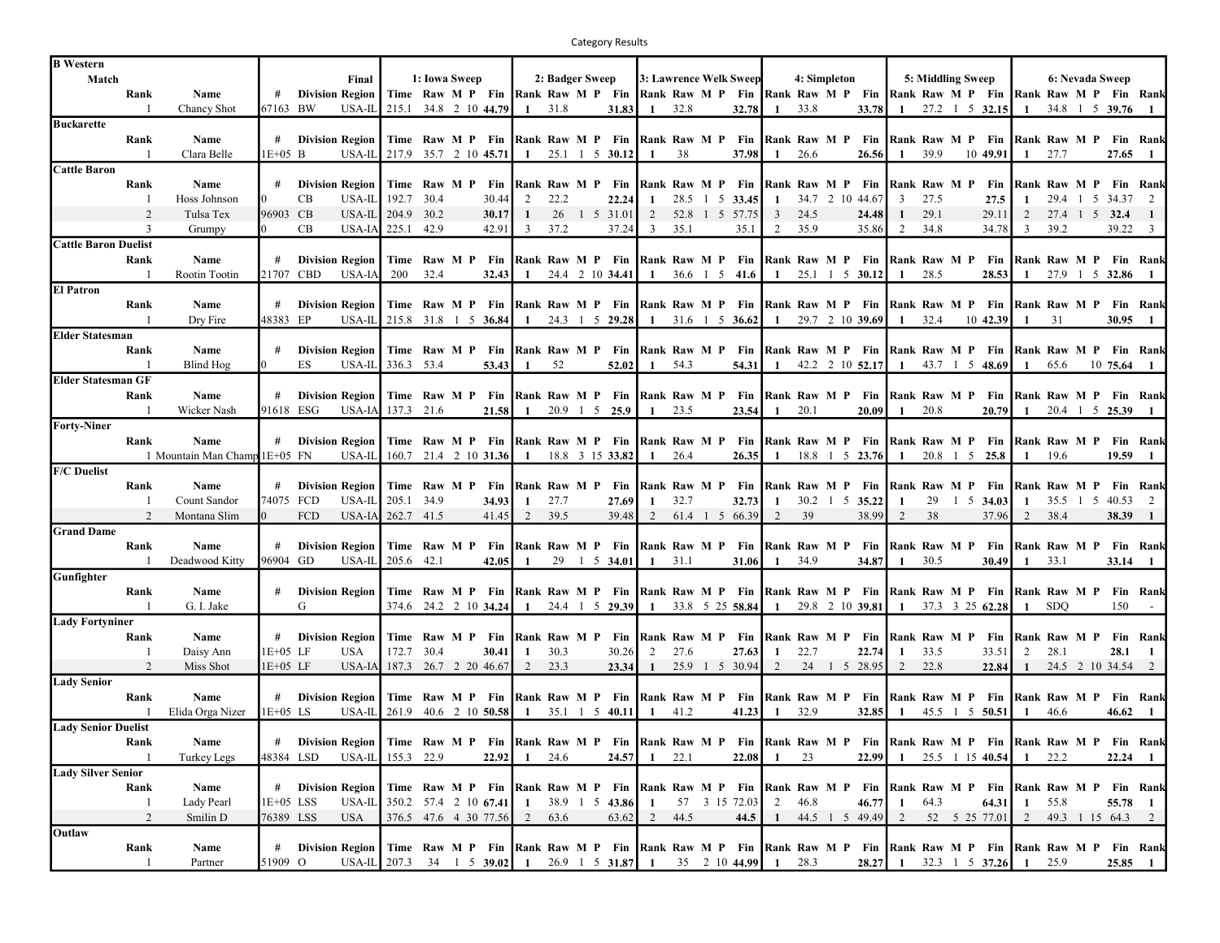Category Results

| B Western Match | | | | | Final | 1: Iowa Sweep | | | | | 2: Badger Sweep | | | | | | 3: Lawrence Welk Sweep | | | | | | 4: Simpleton | | | | | | 5: Middling Sweep | | | | | | 6: Nevada Sweep | | | | | | |
|---|---|---|---|---|---|---|---|---|---|---|---|---|---|---|---|---|---|---|---|---|---|---|---|---|---|---|---|---|---|---|---|---|---|---|---|---|---|---|---|---|---|
| | Rank | Name | # | Division | Region | Time | Raw | M | P | Fin | Rank | Raw | M | P | Fin | Rank | Raw | M | P | Fin | Rank | Raw | M | P | Fin | Rank | Raw | M | P | Fin | Rank | Raw | M | P | Fin | Rank |
| | 1 | Chancy Shot | 67163 | BW | USA-IL | 215.1 | 34.8 | 2 | 10 | **44.79** | 1 | 31.8 | | | **31.83** | 1 | 32.8 | | | **32.78** | 1 | 33.8 | | | **33.78** | 1 | 27.2 | 1 | 5 | **32.15** | 1 | 34.8 | 1 | 5 | **39.76** | 1 |
| **Buckarette** | | | | | | | | | | | | | | | | | | | | | | | | | | | | | | | | | | | | |
| | Rank | Name | # | Division | Region | Time | Raw | M | P | Fin | Rank | Raw | M | P | Fin | Rank | Raw | M | P | Fin | Rank | Raw | M | P | Fin | Rank | Raw | M | P | Fin | Rank | Raw | M | P | Fin | Rank |
| | 1 | Clara Belle | 1E+05 | B | USA-IL | 217.9 | 35.7 | 2 | 10 | **45.71** | 1 | 25.1 | 1 | 5 | **30.12** | 1 | 38 | | | **37.98** | 1 | 26.6 | | | **26.56** | 1 | 39.9 | | 10 | **49.91** | 1 | 27.7 | | | **27.65** | 1 |
| **Cattle Baron** | | | | | | | | | | | | | | | | | | | | | | | | | | | | | | | | | | | | |
| | Rank | Name | # | Division | Region | Time | Raw | M | P | Fin | Rank | Raw | M | P | Fin | Rank | Raw | M | P | Fin | Rank | Raw | M | P | Fin | Rank | Raw | M | P | Fin | Rank | Raw | M | P | Fin | Rank |
| | 1 | Hoss Johnson | 0 | CB | USA-IL | 192.7 | 30.4 | | | 30.44 | 2 | 22.2 | | | **22.24** | 1 | 28.5 | 1 | 5 | **33.45** | 1 | 34.7 | 2 | 10 | 44.67 | 3 | 27.5 | | | **27.5** | 1 | 29.4 | 1 | 5 | 34.37 | 2 |
| | 2 | Tulsa Tex | 96903 | CB | USA-IL | 204.9 | 30.2 | | | **30.17** | 1 | 26 | 1 | 5 | 31.01 | 2 | 52.8 | 1 | 5 | 57.75 | 3 | 24.5 | | | **24.48** | 1 | 29.1 | | | 29.11 | 2 | 27.4 | 1 | 5 | **32.4** | 1 |
| | 3 | Grumpy | 0 | CB | USA-IA | 225.1 | 42.9 | | | 42.91 | 3 | 37.2 | | | 37.24 | 3 | 35.1 | | | 35.1 | 2 | 35.9 | | | 35.86 | 2 | 34.8 | | | 34.78 | 3 | 39.2 | | | 39.22 | 3 |
| **Cattle Baron Duelist** | | | | | | | | | | | | | | | | | | | | | | | | | | | | | | | | | | | | |
| | Rank | Name | # | Division | Region | Time | Raw | M | P | Fin | Rank | Raw | M | P | Fin | Rank | Raw | M | P | Fin | Rank | Raw | M | P | Fin | Rank | Raw | M | P | Fin | Rank | Raw | M | P | Fin | Rank |
| | 1 | Rootin Tootin | 21707 | CBD | USA-IA | 200 | 32.4 | | | **32.43** | 1 | 24.4 | 2 | 10 | **34.41** | 1 | 36.6 | 1 | 5 | **41.6** | 1 | 25.1 | 1 | 5 | **30.12** | 1 | 28.5 | | | **28.53** | 1 | 27.9 | 1 | 5 | **32.86** | 1 |
| **El Patron** | | | | | | | | | | | | | | | | | | | | | | | | | | | | | | | | | | | | |
| | Rank | Name | # | Division | Region | Time | Raw | M | P | Fin | Rank | Raw | M | P | Fin | Rank | Raw | M | P | Fin | Rank | Raw | M | P | Fin | Rank | Raw | M | P | Fin | Rank | Raw | M | P | Fin | Rank |
| | 1 | Dry Fire | 48383 | EP | USA-IL | 215.8 | 31.8 | 1 | 5 | **36.84** | 1 | 24.3 | 1 | 5 | **29.28** | 1 | 31.6 | 1 | 5 | **36.62** | 1 | 29.7 | 2 | 10 | **39.69** | 1 | 32.4 | | 10 | **42.39** | 1 | 31 | | | **30.95** | 1 |
| **Elder Statesman** | | | | | | | | | | | | | | | | | | | | | | | | | | | | | | | | | | | | |
| | Rank | Name | # | Division | Region | Time | Raw | M | P | Fin | Rank | Raw | M | P | Fin | Rank | Raw | M | P | Fin | Rank | Raw | M | P | Fin | Rank | Raw | M | P | Fin | Rank | Raw | M | P | Fin | Rank |
| | 1 | Blind Hog | 0 | ES | USA-IL | 336.3 | 53.4 | | | **53.43** | 1 | 52 | | | **52.02** | 1 | 54.3 | | | **54.31** | 1 | 42.2 | 2 | 10 | **52.17** | 1 | 43.7 | 1 | 5 | **48.69** | 1 | 65.6 | | 10 | **75.64** | 1 |
| **Elder Statesman GF** | | | | | | | | | | | | | | | | | | | | | | | | | | | | | | | | | | | | |
| | Rank | Name | # | Division | Region | Time | Raw | M | P | Fin | Rank | Raw | M | P | Fin | Rank | Raw | M | P | Fin | Rank | Raw | M | P | Fin | Rank | Raw | M | P | Fin | Rank | Raw | M | P | Fin | Rank |
| | 1 | Wicker Nash | 91618 | ESG | USA-IA | 137.3 | 21.6 | | | **21.58** | 1 | 20.9 | 1 | 5 | **25.9** | 1 | 23.5 | | | **23.54** | 1 | 20.1 | | | **20.09** | 1 | 20.8 | | | **20.79** | 1 | 20.4 | 1 | 5 | **25.39** | 1 |
| **Forty-Niner** | | | | | | | | | | | | | | | | | | | | | | | | | | | | | | | | | | | | |
| | Rank | Name | # | Division | Region | Time | Raw | M | P | Fin | Rank | Raw | M | P | Fin | Rank | Raw | M | P | Fin | Rank | Raw | M | P | Fin | Rank | Raw | M | P | Fin | Rank | Raw | M | P | Fin | Rank |
| | 1 | Mountain Man Champ | 1E+05 | FN | USA-IL | 160.7 | 21.4 | 2 | 10 | **31.36** | 1 | 18.8 | 3 | 15 | **33.82** | 1 | 26.4 | | | **26.35** | 1 | 18.8 | 1 | 5 | **23.76** | 1 | 20.8 | 1 | 5 | **25.8** | 1 | 19.6 | | | **19.59** | 1 |
| **F/C Duelist** | | | | | | | | | | | | | | | | | | | | | | | | | | | | | | | | | | | | |
| | Rank | Name | # | Division | Region | Time | Raw | M | P | Fin | Rank | Raw | M | P | Fin | Rank | Raw | M | P | Fin | Rank | Raw | M | P | Fin | Rank | Raw | M | P | Fin | Rank | Raw | M | P | Fin | Rank |
| | 1 | Count Sandor | 74075 | FCD | USA-IL | 205.1 | 34.9 | | | **34.93** | 1 | 27.7 | | | **27.69** | 1 | 32.7 | | | **32.73** | 1 | 30.2 | 1 | 5 | **35.22** | 1 | 29 | 1 | 5 | **34.03** | 1 | 35.5 | 1 | 5 | 40.53 | 2 |
| | 2 | Montana Slim | 0 | FCD | USA-IA | 262.7 | 41.5 | | | 41.45 | 2 | 39.5 | | | 39.48 | 2 | 61.4 | 1 | 5 | 66.39 | 2 | 39 | | | 38.99 | 2 | 38 | | | 37.96 | 2 | 38.4 | | | **38.39** | 1 |
| **Grand Dame** | | | | | | | | | | | | | | | | | | | | | | | | | | | | | | | | | | | | |
| | Rank | Name | # | Division | Region | Time | Raw | M | P | Fin | Rank | Raw | M | P | Fin | Rank | Raw | M | P | Fin | Rank | Raw | M | P | Fin | Rank | Raw | M | P | Fin | Rank | Raw | M | P | Fin | Rank |
| | 1 | Deadwood Kitty | 96904 | GD | USA-IL | 205.6 | 42.1 | | | **42.05** | 1 | 29 | 1 | 5 | **34.01** | 1 | 31.1 | | | **31.06** | 1 | 34.9 | | | **34.87** | 1 | 30.5 | | | **30.49** | 1 | 33.1 | | | **33.14** | 1 |
| **Gunfighter** | | | | | | | | | | | | | | | | | | | | | | | | | | | | | | | | | | | | |
| | Rank | Name | # | Division | Region | Time | Raw | M | P | Fin | Rank | Raw | M | P | Fin | Rank | Raw | M | P | Fin | Rank | Raw | M | P | Fin | Rank | Raw | M | P | Fin | Rank | Raw | M | P | Fin | Rank |
| | 1 | G. I. Jake | | G | | 374.6 | 24.2 | 2 | 10 | **34.24** | 1 | 24.4 | 1 | 5 | **29.39** | 1 | 33.8 | 5 | 25 | **58.84** | 1 | 29.8 | 2 | 10 | **39.81** | 1 | 37.3 | 3 | 25 | **62.28** | 1 | SDQ | | | 150 | - |
| **Lady Fortyniner** | | | | | | | | | | | | | | | | | | | | | | | | | | | | | | | | | | | | |
| | Rank | Name | # | Division | Region | Time | Raw | M | P | Fin | Rank | Raw | M | P | Fin | Rank | Raw | M | P | Fin | Rank | Raw | M | P | Fin | Rank | Raw | M | P | Fin | Rank | Raw | M | P | Fin | Rank |
| | 1 | Daisy Ann | 1E+05 | LF | USA | 172.7 | 30.4 | | | **30.41** | 1 | 30.3 | | | 30.26 | 2 | 27.6 | | | **27.63** | 1 | 22.7 | | | **22.74** | 1 | 33.5 | | | 33.51 | 2 | 28.1 | | | **28.1** | 1 |
| | 2 | Miss Shot | 1E+05 | LF | USA-IA | 187.3 | 26.7 | 2 | 20 | 46.67 | 2 | 23.3 | | | **23.34** | 1 | 25.9 | 1 | 5 | 30.94 | 2 | 24 | 1 | 5 | 28.95 | 2 | 22.8 | | | **22.84** | 1 | 24.5 | 2 | 10 | 34.54 | 2 |
| **Lady Senior** | | | | | | | | | | | | | | | | | | | | | | | | | | | | | | | | | | | | |
| | Rank | Name | # | Division | Region | Time | Raw | M | P | Fin | Rank | Raw | M | P | Fin | Rank | Raw | M | P | Fin | Rank | Raw | M | P | Fin | Rank | Raw | M | P | Fin | Rank | Raw | M | P | Fin | Rank |
| | 1 | Elida Orga Nizer | 1E+05 | LS | USA-IL | 261.9 | 40.6 | 2 | 10 | **50.58** | 1 | 35.1 | 1 | 5 | **40.11** | 1 | 41.2 | | | **41.23** | 1 | 32.9 | | | **32.85** | 1 | 45.5 | 1 | 5 | **50.51** | 1 | 46.6 | | | **46.62** | 1 |
| **Lady Senior Duelist** | | | | | | | | | | | | | | | | | | | | | | | | | | | | | | | | | | | | |
| | Rank | Name | # | Division | Region | Time | Raw | M | P | Fin | Rank | Raw | M | P | Fin | Rank | Raw | M | P | Fin | Rank | Raw | M | P | Fin | Rank | Raw | M | P | Fin | Rank | Raw | M | P | Fin | Rank |
| | 1 | Turkey Legs | 48384 | LSD | USA-IL | 155.3 | 22.9 | | | **22.92** | 1 | 24.6 | | | **24.57** | 1 | 22.1 | | | **22.08** | 1 | 23 | | | **22.99** | 1 | 25.5 | 1 | 15 | **40.54** | 1 | 22.2 | | | **22.24** | 1 |
| **Lady Silver Senior** | | | | | | | | | | | | | | | | | | | | | | | | | | | | | | | | | | | | |
| | Rank | Name | # | Division | Region | Time | Raw | M | P | Fin | Rank | Raw | M | P | Fin | Rank | Raw | M | P | Fin | Rank | Raw | M | P | Fin | Rank | Raw | M | P | Fin | Rank | Raw | M | P | Fin | Rank |
| | 1 | Lady Pearl | 1E+05 | LSS | USA-IL | 350.2 | 57.4 | 2 | 10 | **67.41** | 1 | 38.9 | 1 | 5 | **43.86** | 1 | 57 | 3 | 15 | 72.03 | 2 | 46.8 | | | **46.77** | 1 | 64.3 | | | **64.31** | 1 | 55.8 | | | **55.78** | 1 |
| | 2 | Smilin D | 76389 | LSS | USA | 376.5 | 47.6 | 4 | 30 | 77.56 | 2 | 63.6 | | | 63.62 | 2 | 44.5 | | | **44.5** | 1 | 44.5 | 1 | 5 | 49.49 | 2 | 52 | 5 | 25 | 77.01 | 2 | 49.3 | 1 | 15 | 64.3 | 2 |
| **Outlaw** | | | | | | | | | | | | | | | | | | | | | | | | | | | | | | | | | | | | |
| | Rank | Name | # | Division | Region | Time | Raw | M | P | Fin | Rank | Raw | M | P | Fin | Rank | Raw | M | P | Fin | Rank | Raw | M | P | Fin | Rank | Raw | M | P | Fin | Rank | Raw | M | P | Fin | Rank |
| | 1 | Partner | 51909 | O | USA-IL | 207.3 | 34 | 1 | 5 | **39.02** | 1 | 26.9 | 1 | 5 | **31.87** | 1 | 35 | 2 | 10 | **44.99** | 1 | 28.3 | | | **28.27** | 1 | 32.3 | 1 | 5 | **37.26** | 1 | 25.9 | | | **25.85** | 1 |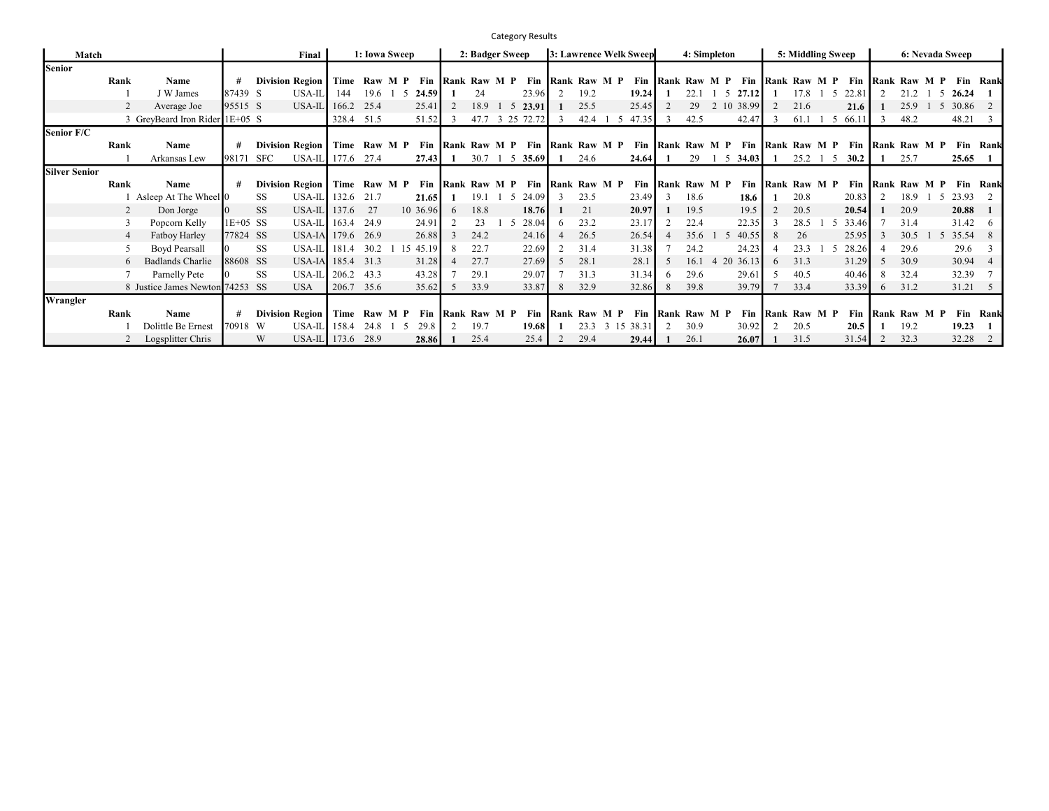Category Results

| Match | Rank | Name | # | Division | Region | Final Time | Raw | M | P | Fin | 1: Iowa Sweep Rank | Raw | M | P | Fin | 2: Badger Sweep Rank | Raw | M | P | Fin | 3: Lawrence Welk Sweep Rank | Raw | M | P | Fin | 4: Simpleton Rank | Raw | M | P | Fin | 5: Middling Sweep Rank | Raw | M | P | Fin | 6: Nevada Sweep Rank | Raw | M | P | Fin | Rank |
|---|---|---|---|---|---|---|---|---|---|---|---|---|---|---|---|---|---|---|---|---|---|---|---|---|---|---|---|---|---|---|---|---|---|---|---|---|---|---|---|---|---|
| **Senior** | | | | | | | | | | | | | | | | | | | | | | | | | | | | | | | | | | | | | | | | | |
| | 1 | J W James | 87439 | S | USA-IL | 144 | 19.6 | 1 | 5 | **24.59** | **1** | 24 | | | 23.96 | 2 | 19.2 | | | **19.24** | **1** | 22.1 | 1 | 5 | **27.12** | **1** | 17.8 | 1 | 5 | 22.81 | 2 | 21.2 | 1 | 5 | **26.24** | **1** |
| | 2 | Average Joe | 95515 | S | USA-IL | 166.2 | 25.4 | | | 25.41 | 2 | 18.9 | 1 | 5 | **23.91** | **1** | 25.5 | | | 25.45 | 2 | 29 | 2 | 10 | 38.99 | 2 | 21.6 | | | **21.6** | **1** | 25.9 | 1 | 5 | 30.86 | 2 |
| | 3 | GreyBeard Iron Rider | 1E+05 | S | | 328.4 | 51.5 | | | 51.52 | 3 | 47.7 | 3 | 25 | 72.72 | 3 | 42.4 | 1 | 5 | 47.35 | 3 | 42.5 | | | 42.47 | 3 | 61.1 | 1 | 5 | 66.11 | 3 | 48.2 | | | 48.21 | 3 |
| **Senior F/C** | | | | | | | | | | | | | | | | | | | | | | | | | | | | | | | | | | | | | | | | | |
| | 1 | Arkansas Lew | 98171 | SFC | USA-IL | 177.6 | 27.4 | | | **27.43** | **1** | 30.7 | 1 | 5 | **35.69** | **1** | 24.6 | | | **24.64** | **1** | 29 | 1 | 5 | **34.03** | **1** | 25.2 | 1 | 5 | **30.2** | **1** | 25.7 | | | **25.65** | **1** |
| **Silver Senior** | | | | | | | | | | | | | | | | | | | | | | | | | | | | | | | | | | | | | | | | | |
| | 1 | Asleep At The Wheel | 0 | SS | USA-IL | 132.6 | 21.7 | | | **21.65** | **1** | 19.1 | 1 | 5 | 24.09 | 3 | 23.5 | | | 23.49 | 3 | 18.6 | | | **18.6** | **1** | 20.8 | | | 20.83 | 2 | 18.9 | 1 | 5 | 23.93 | 2 |
| | 2 | Don Jorge | 0 | SS | USA-IL | 137.6 | 27 | | 10 | 36.96 | 6 | 18.8 | | | **18.76** | **1** | 21 | | | **20.97** | **1** | 19.5 | | | 19.5 | 2 | 20.5 | | | **20.54** | **1** | 20.9 | | | **20.88** | **1** |
| | 3 | Popcorn Kelly | 1E+05 | SS | USA-IL | 163.4 | 24.9 | | | 24.91 | 2 | 23 | 1 | 5 | 28.04 | 6 | 23.2 | | | 23.17 | 2 | 22.4 | | | 22.35 | 3 | 28.5 | 1 | 5 | 33.46 | 7 | 31.4 | | | 31.42 | 6 |
| | 4 | Fatboy Harley | 77824 | SS | USA-IA | 179.6 | 26.9 | | | 26.88 | 3 | 24.2 | | | 24.16 | 4 | 26.5 | | | 26.54 | 4 | 35.6 | 1 | 5 | 40.55 | 8 | 26 | | | 25.95 | 3 | 30.5 | 1 | 5 | 35.54 | 8 |
| | 5 | Boyd Pearsall | 0 | SS | USA-IL | 181.4 | 30.2 | 1 | 15 | 45.19 | 8 | 22.7 | | | 22.69 | 2 | 31.4 | | | 31.38 | 7 | 24.2 | | | 24.23 | 4 | 23.3 | 1 | 5 | 28.26 | 4 | 29.6 | | | 29.6 | 3 |
| | 6 | Badlands Charlie | 88608 | SS | USA-IA | 185.4 | 31.3 | | | 31.28 | 4 | 27.7 | | | 27.69 | 5 | 28.1 | | | 28.1 | 5 | 16.1 | 4 | 20 | 36.13 | 6 | 31.3 | | | 31.29 | 5 | 30.9 | | | 30.94 | 4 |
| | 7 | Parnelly Pete | 0 | SS | USA-IL | 206.2 | 43.3 | | | 43.28 | 7 | 29.1 | | | 29.07 | 7 | 31.3 | | | 31.34 | 6 | 29.6 | | | 29.61 | 5 | 40.5 | | | 40.46 | 8 | 32.4 | | | 32.39 | 7 |
| | 8 | Justice James Newton | 74253 | SS | USA | 206.7 | 35.6 | | | 35.62 | 5 | 33.9 | | | 33.87 | 8 | 32.9 | | | 32.86 | 8 | 39.8 | | | 39.79 | 7 | 33.4 | | | 33.39 | 6 | 31.2 | | | 31.21 | 5 |
| **Wrangler** | | | | | | | | | | | | | | | | | | | | | | | | | | | | | | | | | | | | | | | | | |
| | 1 | Dolittle Be Ernest | 70918 | W | USA-IL | 158.4 | 24.8 | 1 | 5 | 29.8 | 2 | 19.7 | | | **19.68** | **1** | 23.3 | 3 | 15 | 38.31 | 2 | 30.9 | | | 30.92 | 2 | 20.5 | | | **20.5** | **1** | 19.2 | | | **19.23** | **1** |
| | 2 | Logsplitter Chris | | W | USA-IL | 173.6 | 28.9 | | | **28.86** | **1** | 25.4 | | | 25.4 | 2 | 29.4 | | | **29.44** | **1** | 26.1 | | | **26.07** | **1** | 31.5 | | | 31.54 | 2 | 32.3 | | | 32.28 | 2 |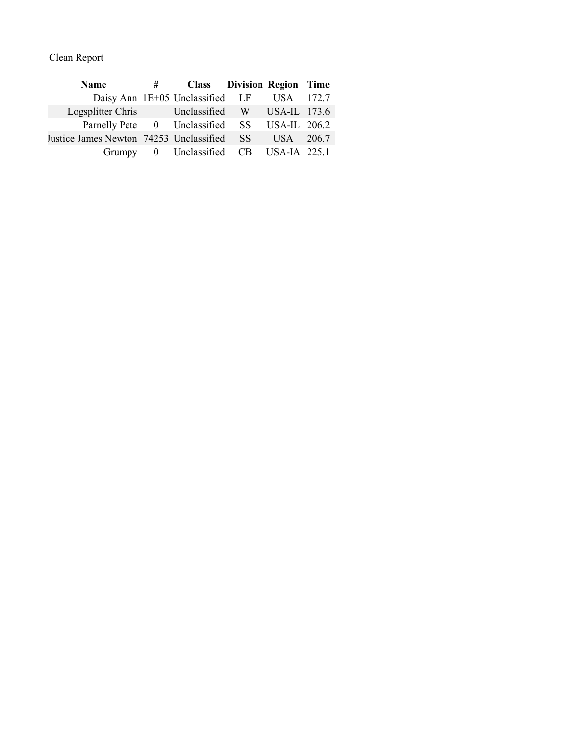Clean Report

| Name | # | Class | Division | Region | Time |
|---|---|---|---|---|---|
| Daisy Ann | 1E+05 | Unclassified | LF | USA | 172.7 |
| Logsplitter Chris | | Unclassified | W | USA-IL | 173.6 |
| Parnelly Pete | 0 | Unclassified | SS | USA-IL | 206.2 |
| Justice James Newton | 74253 | Unclassified | SS | USA | 206.7 |
| Grumpy | 0 | Unclassified | CB | USA-IA | 225.1 |